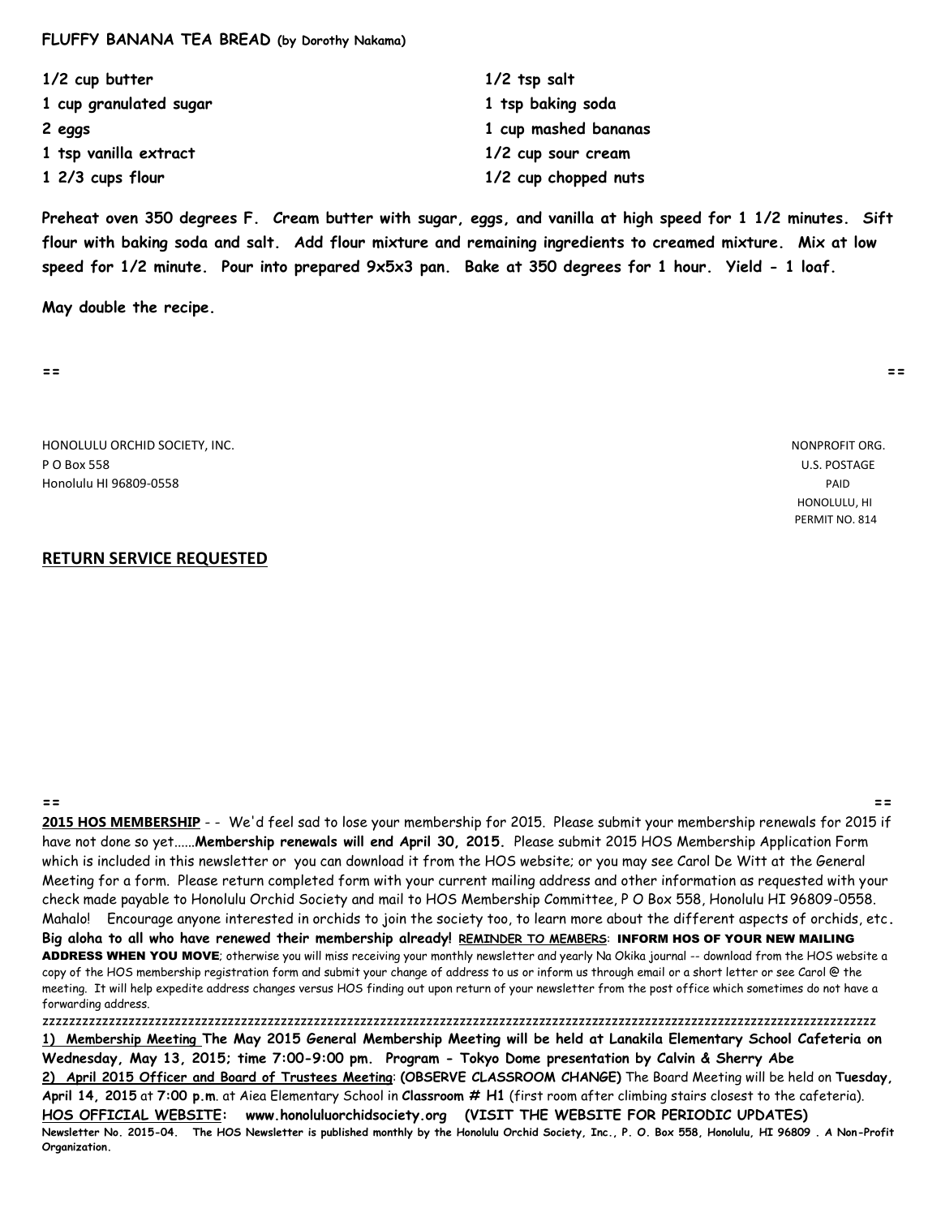**FLUFFY BANANA TEA BREAD** (by Dorothy Nakama)

**1/2 cup butter**
**1 cup granulated sugar**
**2 eggs**
**1 tsp vanilla extract**
**1 2/3 cups flour**
**1/2 tsp salt**
**1 tsp baking soda**
**1 cup mashed bananas**
**1/2 cup sour cream**
**1/2 cup chopped nuts**

**Preheat oven 350 degrees F. Cream butter with sugar, eggs, and vanilla at high speed for 1 1/2 minutes. Sift flour with baking soda and salt. Add flour mixture and remaining ingredients to creamed mixture. Mix at low speed for 1/2 minute. Pour into prepared 9x5x3 pan. Bake at 350 degrees for 1 hour. Yield - 1 loaf.**

**May double the recipe.**

== ==

HONOLULU ORCHID SOCIETY, INC.
P O Box 558
Honolulu HI 96809-0558

NONPROFIT ORG.
U.S. POSTAGE
PAID
HONOLULU, HI
PERMIT NO. 814

**RETURN SERVICE REQUESTED**

== ==

**2015 HOS MEMBERSHIP** - - We'd feel sad to lose your membership for 2015. Please submit your membership renewals for 2015 if have not done so yet......**Membership renewals will end April 30, 2015.** Please submit 2015 HOS Membership Application Form which is included in this newsletter or you can download it from the HOS website; or you may see Carol De Witt at the General Meeting for a form. Please return completed form with your current mailing address and other information as requested with your check made payable to Honolulu Orchid Society and mail to HOS Membership Committee, P O Box 558, Honolulu HI 96809-0558. Mahalo! Encourage anyone interested in orchids to join the society too, to learn more about the different aspects of orchids, etc. **Big aloha to all who have renewed their membership already!** REMINDER TO MEMBERS: **INFORM HOS OF YOUR NEW MAILING ADDRESS WHEN YOU MOVE**; otherwise you will miss receiving your monthly newsletter and yearly Na Okika journal -- download from the HOS website a copy of the HOS membership registration form and submit your change of address to us or inform us through email or a short letter or see Carol @ the meeting. It will help expedite address changes versus HOS finding out upon return of your newsletter from the post office which sometimes do not have a forwarding address.

zzzzzzzzzzzzzzzzzzzzzzzzzzzzzzzzzzzzzzzzzzzzzzzzzzzzzzzzzzzzzzzzzzzzzzzzzzzzzzzzzzzzzzzzzzzzzzzzzzzzzzzzzzzzzzzzzzzzzzzzzzzz

**1) Membership Meeting The May 2015 General Membership Meeting will be held at Lanakila Elementary School Cafeteria on Wednesday, May 13, 2015; time 7:00-9:00 pm. Program - Tokyo Dome presentation by Calvin & Sherry Abe**

**2) April 2015 Officer and Board of Trustees Meeting**: **(OBSERVE CLASSROOM CHANGE)** The Board Meeting will be held on **Tuesday, April 14, 2015** at **7:00 p.m.** at Aiea Elementary School in **Classroom # H1** (first room after climbing stairs closest to the cafeteria).

**HOS OFFICIAL WEBSITE: www.honoluluorchidsociety.org (VISIT THE WEBSITE FOR PERIODIC UPDATES)**

**Newsletter No. 2015-04. The HOS Newsletter is published monthly by the Honolulu Orchid Society, Inc., P. O. Box 558, Honolulu, HI 96809 . A Non-Profit Organization.**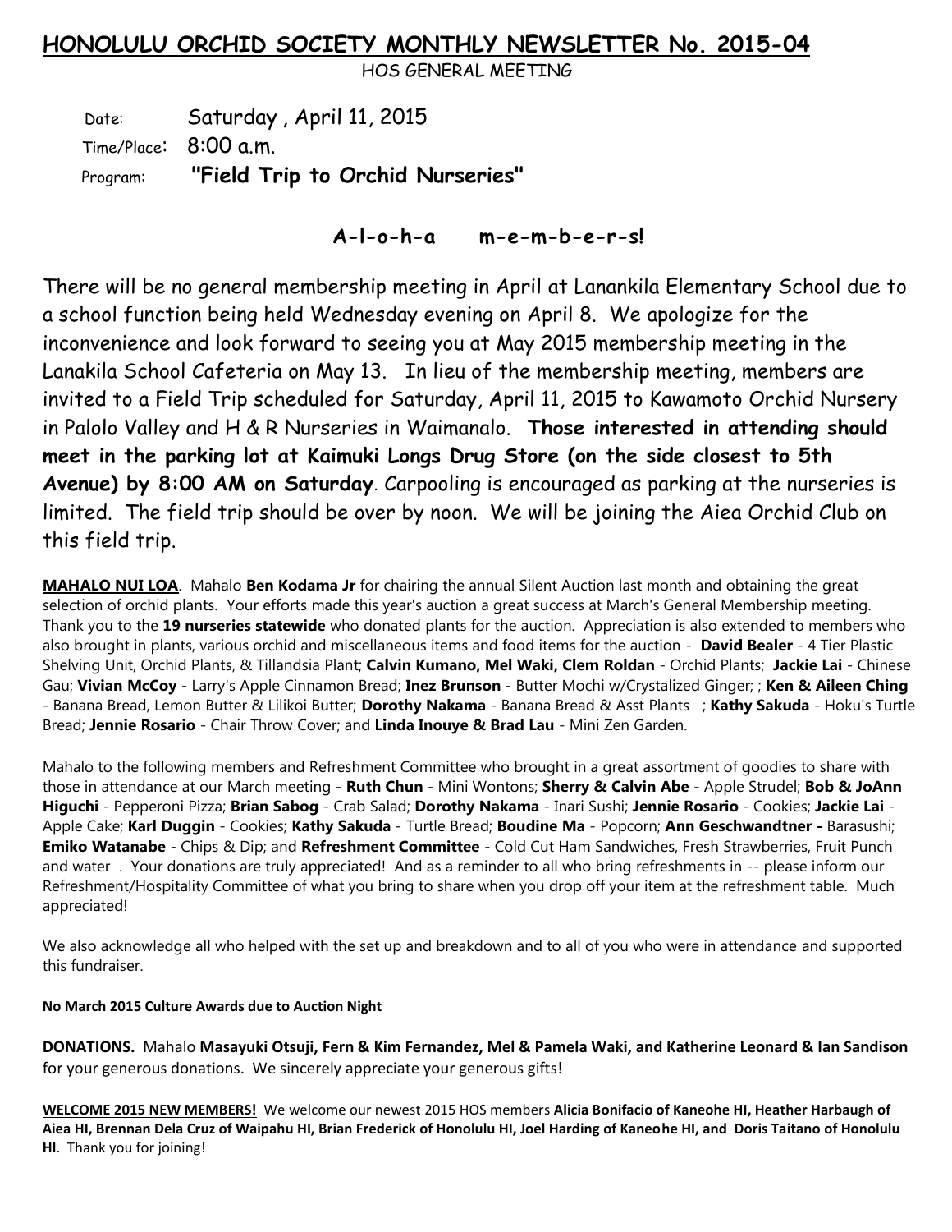## HONOLULU ORCHID SOCIETY MONTHLY NEWSLETTER No. 2015-04

HOS GENERAL MEETING

Date: Saturday , April 11, 2015

Time/Place: 8:00 a.m.

Program: **"Field Trip to Orchid Nurseries"**

**A-l-o-h-a m-e-m-b-e-r-s!**

There will be no general membership meeting in April at Lanankila Elementary School due to a school function being held Wednesday evening on April 8. We apologize for the inconvenience and look forward to seeing you at May 2015 membership meeting in the Lanakila School Cafeteria on May 13. In lieu of the membership meeting, members are invited to a Field Trip scheduled for Saturday, April 11, 2015 to Kawamoto Orchid Nursery in Palolo Valley and H & R Nurseries in Waimanalo. **Those interested in attending should meet in the parking lot at Kaimuki Longs Drug Store (on the side closest to 5th Avenue) by 8:00 AM on Saturday**. Carpooling is encouraged as parking at the nurseries is limited. The field trip should be over by noon. We will be joining the Aiea Orchid Club on this field trip.

**MAHALO NUI LOA**. Mahalo **Ben Kodama Jr** for chairing the annual Silent Auction last month and obtaining the great selection of orchid plants. Your efforts made this year's auction a great success at March's General Membership meeting. Thank you to the **19 nurseries statewide** who donated plants for the auction. Appreciation is also extended to members who also brought in plants, various orchid and miscellaneous items and food items for the auction - **David Bealer** - 4 Tier Plastic Shelving Unit, Orchid Plants, & Tillandsia Plant; **Calvin Kumano, Mel Waki, Clem Roldan** - Orchid Plants; **Jackie Lai** - Chinese Gau; **Vivian McCoy** - Larry's Apple Cinnamon Bread; **Inez Brunson** - Butter Mochi w/Crystalized Ginger; ; **Ken & Aileen Ching** - Banana Bread, Lemon Butter & Lilikoi Butter; **Dorothy Nakama** - Banana Bread & Asst Plants ; **Kathy Sakuda** - Hoku's Turtle Bread; **Jennie Rosario** - Chair Throw Cover; and **Linda Inouye & Brad Lau** - Mini Zen Garden.

Mahalo to the following members and Refreshment Committee who brought in a great assortment of goodies to share with those in attendance at our March meeting - **Ruth Chun** - Mini Wontons; **Sherry & Calvin Abe** - Apple Strudel; **Bob & JoAnn Higuchi** - Pepperoni Pizza; **Brian Sabog** - Crab Salad; **Dorothy Nakama** - Inari Sushi; **Jennie Rosario** - Cookies; **Jackie Lai** - Apple Cake; **Karl Duggin** - Cookies; **Kathy Sakuda** - Turtle Bread; **Boudine Ma** - Popcorn; **Ann Geschwandtner -** Barasushi; **Emiko Watanabe** - Chips & Dip; and **Refreshment Committee** - Cold Cut Ham Sandwiches, Fresh Strawberries, Fruit Punch and water . Your donations are truly appreciated! And as a reminder to all who bring refreshments in -- please inform our Refreshment/Hospitality Committee of what you bring to share when you drop off your item at the refreshment table. Much appreciated!

We also acknowledge all who helped with the set up and breakdown and to all of you who were in attendance and supported this fundraiser.

**No March 2015 Culture Awards due to Auction Night**

**DONATIONS.** Mahalo **Masayuki Otsuji, Fern & Kim Fernandez, Mel & Pamela Waki, and Katherine Leonard & Ian Sandison** for your generous donations. We sincerely appreciate your generous gifts!

**WELCOME 2015 NEW MEMBERS!** We welcome our newest 2015 HOS members **Alicia Bonifacio of Kaneohe HI, Heather Harbaugh of Aiea HI, Brennan Dela Cruz of Waipahu HI, Brian Frederick of Honolulu HI, Joel Harding of Kaneohe HI, and Doris Taitano of Honolulu HI**. Thank you for joining!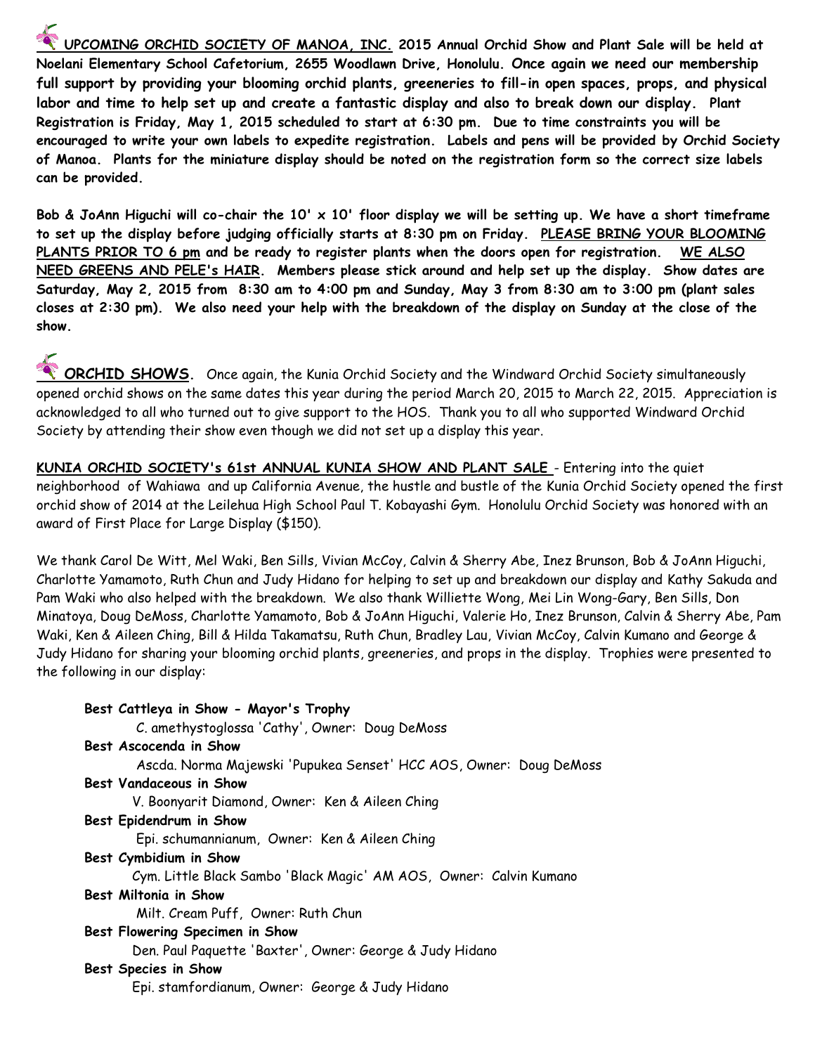**UPCOMING ORCHID SOCIETY OF MANOA, INC. 2015 Annual Orchid Show and Plant Sale will be held at Noelani Elementary School Cafetorium, 2655 Woodlawn Drive, Honolulu. Once again we need our membership full support by providing your blooming orchid plants, greeneries to fill-in open spaces, props, and physical labor and time to help set up and create a fantastic display and also to break down our display. Plant Registration is Friday, May 1, 2015 scheduled to start at 6:30 pm. Due to time constraints you will be encouraged to write your own labels to expedite registration. Labels and pens will be provided by Orchid Society of Manoa. Plants for the miniature display should be noted on the registration form so the correct size labels can be provided.**

**Bob & JoAnn Higuchi will co-chair the 10' x 10' floor display we will be setting up. We have a short timeframe to set up the display before judging officially starts at 8:30 pm on Friday. PLEASE BRING YOUR BLOOMING PLANTS PRIOR TO 6 pm and be ready to register plants when the doors open for registration. WE ALSO NEED GREENS AND PELE's HAIR. Members please stick around and help set up the display. Show dates are Saturday, May 2, 2015 from 8:30 am to 4:00 pm and Sunday, May 3 from 8:30 am to 3:00 pm (plant sales closes at 2:30 pm). We also need your help with the breakdown of the display on Sunday at the close of the show.**

**ORCHID SHOWS.** Once again, the Kunia Orchid Society and the Windward Orchid Society simultaneously opened orchid shows on the same dates this year during the period March 20, 2015 to March 22, 2015. Appreciation is acknowledged to all who turned out to give support to the HOS. Thank you to all who supported Windward Orchid Society by attending their show even though we did not set up a display this year.

**KUNIA ORCHID SOCIETY's 61st ANNUAL KUNIA SHOW AND PLANT SALE** - Entering into the quiet neighborhood of Wahiawa and up California Avenue, the hustle and bustle of the Kunia Orchid Society opened the first orchid show of 2014 at the Leilehua High School Paul T. Kobayashi Gym. Honolulu Orchid Society was honored with an award of First Place for Large Display ($150).

We thank Carol De Witt, Mel Waki, Ben Sills, Vivian McCoy, Calvin & Sherry Abe, Inez Brunson, Bob & JoAnn Higuchi, Charlotte Yamamoto, Ruth Chun and Judy Hidano for helping to set up and breakdown our display and Kathy Sakuda and Pam Waki who also helped with the breakdown. We also thank Williette Wong, Mei Lin Wong-Gary, Ben Sills, Don Minatoya, Doug DeMoss, Charlotte Yamamoto, Bob & JoAnn Higuchi, Valerie Ho, Inez Brunson, Calvin & Sherry Abe, Pam Waki, Ken & Aileen Ching, Bill & Hilda Takamatsu, Ruth Chun, Bradley Lau, Vivian McCoy, Calvin Kumano and George & Judy Hidano for sharing your blooming orchid plants, greeneries, and props in the display. Trophies were presented to the following in our display:

**Best Cattleya in Show - Mayor's Trophy**
C. amethystoglossa 'Cathy', Owner: Doug DeMoss

**Best Ascocenda in Show**
Ascda. Norma Majewski 'Pupukea Senset' HCC AOS, Owner: Doug DeMoss

**Best Vandaceous in Show**
V. Boonyarit Diamond, Owner: Ken & Aileen Ching

**Best Epidendrum in Show**
Epi. schumannianum, Owner: Ken & Aileen Ching

**Best Cymbidium in Show**
Cym. Little Black Sambo 'Black Magic' AM AOS, Owner: Calvin Kumano

**Best Miltonia in Show**
Milt. Cream Puff, Owner: Ruth Chun

**Best Flowering Specimen in Show**
Den. Paul Paquette 'Baxter', Owner: George & Judy Hidano

**Best Species in Show**
Epi. stamfordianum, Owner: George & Judy Hidano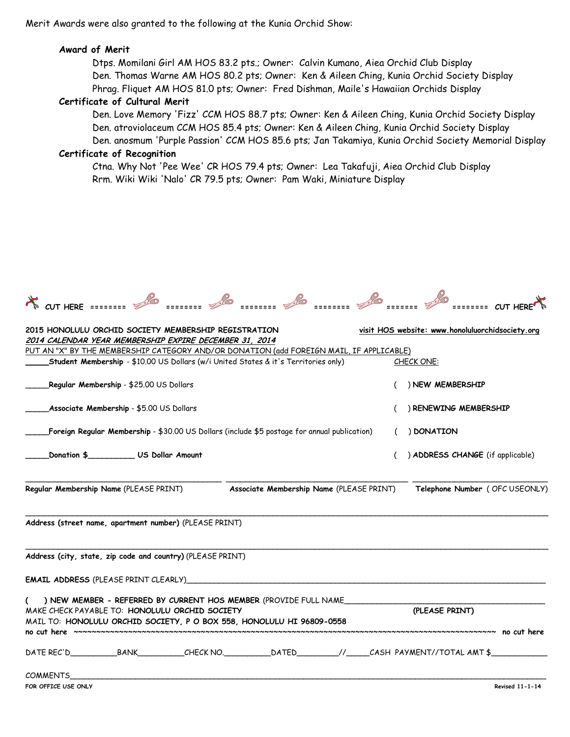Merit Awards were also granted to the following at the Kunia Orchid Show:

**Award of Merit**

Dtps. Momilani Girl AM HOS 83.2 pts.; Owner: Calvin Kumano, Aiea Orchid Club Display
Den. Thomas Warne AM HOS 80.2 pts; Owner: Ken & Aileen Ching, Kunia Orchid Society Display
Phrag. Fliquet AM HOS 81.0 pts; Owner: Fred Dishman, Maile's Hawaiian Orchids Display

**Certificate of Cultural Merit**

Den. Love Memory 'Fizz' CCM HOS 88.7 pts; Owner: Ken & Aileen Ching, Kunia Orchid Society Display
Den. atroviolaceum CCM HOS 85.4 pts; Owner: Ken & Aileen Ching, Kunia Orchid Society Display
Den. anosmum 'Purple Passion' CCM HOS 85.6 pts; Jan Takamiya, Kunia Orchid Society Memorial Display

**Certificate of Recognition**

Ctna. Why Not 'Pee Wee' CR HOS 79.4 pts; Owner: Lea Takafuji, Aiea Orchid Club Display
Rrm. Wiki Wiki 'Nalo' CR 79.5 pts; Owner: Pam Waki, Miniature Display

CUT HERE ======== ======== ======== ======== ======= ======== CUT HERE

**2015 HONOLULU ORCHID SOCIETY MEMBERSHIP REGISTRATION** — visit HOS website: www.honoluluorchidsociety.org

***2014 CALENDAR YEAR MEMBERSHIP EXPIRE DECEMBER 31, 2014***

PUT AN "X" BY THE MEMBERSHIP CATEGORY AND/OR DONATION (add FOREIGN MAIL, IF APPLICABLE)

_____**Student Membership** - $10.00 US Dollars (w/i United States & it's Territories only)

_____**Regular Membership** - $25.00 US Dollars

_____**Associate Membership** - $5.00 US Dollars

_____**Foreign Regular Membership** - $30.00 US Dollars (include $5 postage for annual publication)

_____**Donation $**__________ **US Dollar Amount**

CHECK ONE:

( ) **NEW MEMBERSHIP**

( ) **RENEWING MEMBERSHIP**

( ) **DONATION**

( ) **ADDRESS CHANGE** (if applicable)

________________________ ________________________ ________________________

**Regular Membership Name** (PLEASE PRINT) **Associate Membership Name** (PLEASE PRINT) **Telephone Number** ( OFC USEONLY)

________________________________________________________________

**Address (street name, apartment number)** (PLEASE PRINT)

________________________________________________________________

**Address (city, state, zip code and country)** (PLEASE PRINT)

**EMAIL ADDRESS** (PLEASE PRINT CLEARLY)________________________________________

( ) **NEW MEMBER - REFERRED BY CURRENT HOS MEMBER** (PROVIDE FULL NAME________________________ **(PLEASE PRINT)**

MAKE CHECK PAYABLE TO: **HONOLULU ORCHID SOCIETY**

MAIL TO: **HONOLULU ORCHID SOCIETY, P O BOX 558, HONOLULU HI 96809-0558**

**no cut here** ~~~~~~~~~~~~~~~~~~~~~~~~~~~~~~~~~~~~~~~~~~~~~~~~~~~~~~ **no cut here**

DATE REC'D__________BANK__________CHECK NO.__________DATED_________//_____CASH PAYMENT//TOTAL AMT $____________

COMMENTS________________________________________________________________

**FOR OFFICE USE ONLY**

**Revised 11-1-14**